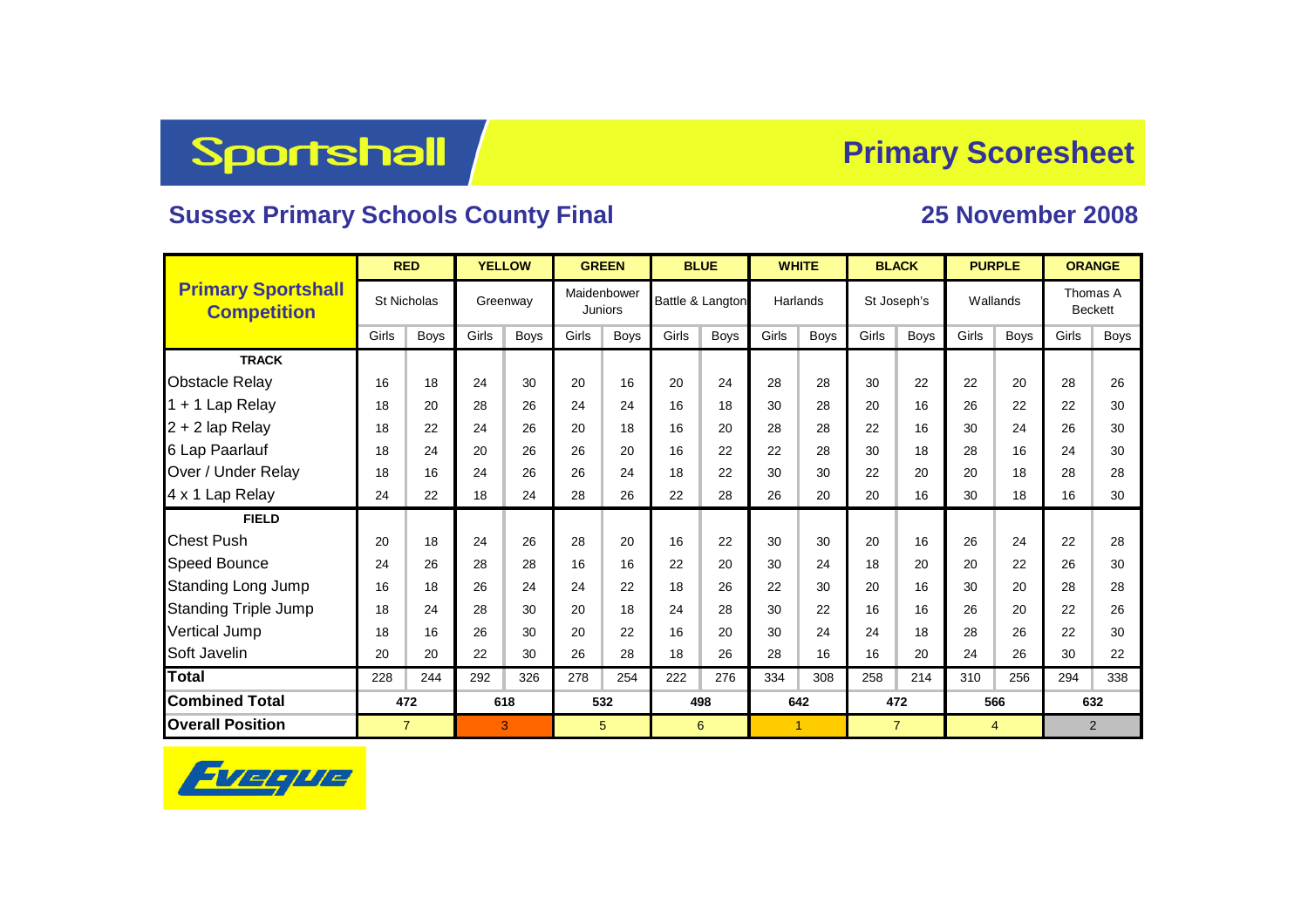# Sportshall

## Primary Scoresheet

### Sussex Primary Schools County Final

### 25 November 2008

| Primary Sportshall Competition | RED | | YELLOW | | GREEN | | BLUE | | WHITE | | BLACK | | PURPLE | | ORANGE | |
|---|---|---|---|---|---|---|---|---|---|---|---|---|---|---|---|---|
| | St Nicholas | | Greenway | | Maidenbower Juniors | | Battle & Langton | | Harlands | | St Joseph's | | Wallands | | Thomas A Beckett | |
| | Girls | Boys | Girls | Boys | Girls | Boys | Girls | Boys | Girls | Boys | Girls | Boys | Girls | Boys | Girls | Boys |
| **TRACK** | | | | | | | | | | | | | | | | |
| Obstacle Relay | 16 | 18 | 24 | 30 | 20 | 16 | 20 | 24 | 28 | 28 | 30 | 22 | 22 | 20 | 28 | 26 |
| 1 + 1 Lap Relay | 18 | 20 | 28 | 26 | 24 | 24 | 16 | 18 | 30 | 28 | 20 | 16 | 26 | 22 | 22 | 30 |
| 2 + 2 lap Relay | 18 | 22 | 24 | 26 | 20 | 18 | 16 | 20 | 28 | 28 | 22 | 16 | 30 | 24 | 26 | 30 |
| 6 Lap Paarlauf | 18 | 24 | 20 | 26 | 26 | 20 | 16 | 22 | 22 | 28 | 30 | 18 | 28 | 16 | 24 | 30 |
| Over / Under Relay | 18 | 16 | 24 | 26 | 26 | 24 | 18 | 22 | 30 | 30 | 22 | 20 | 20 | 18 | 28 | 28 |
| 4 x 1 Lap Relay | 24 | 22 | 18 | 24 | 28 | 26 | 22 | 28 | 26 | 20 | 20 | 16 | 30 | 18 | 16 | 30 |
| **FIELD** | | | | | | | | | | | | | | | | |
| Chest Push | 20 | 18 | 24 | 26 | 28 | 20 | 16 | 22 | 30 | 30 | 20 | 16 | 26 | 24 | 22 | 28 |
| Speed Bounce | 24 | 26 | 28 | 28 | 16 | 16 | 22 | 20 | 30 | 24 | 18 | 20 | 20 | 22 | 26 | 30 |
| Standing Long Jump | 16 | 18 | 26 | 24 | 24 | 22 | 18 | 26 | 22 | 30 | 20 | 16 | 30 | 20 | 28 | 28 |
| Standing Triple Jump | 18 | 24 | 28 | 30 | 20 | 18 | 24 | 28 | 30 | 22 | 16 | 16 | 26 | 20 | 22 | 26 |
| Vertical Jump | 18 | 16 | 26 | 30 | 20 | 22 | 16 | 20 | 30 | 24 | 24 | 18 | 28 | 26 | 22 | 30 |
| Soft Javelin | 20 | 20 | 22 | 30 | 26 | 28 | 18 | 26 | 28 | 16 | 16 | 20 | 24 | 26 | 30 | 22 |
| **Total** | 228 | 244 | 292 | 326 | 278 | 254 | 222 | 276 | 334 | 308 | 258 | 214 | 310 | 256 | 294 | 338 |
| **Combined Total** | 472 | | 618 | | 532 | | 498 | | 642 | | 472 | | 566 | | 632 | |
| **Overall Position** | 7 | | 3 | | 5 | | 6 | | 1 | | 7 | | 4 | | 2 | |

Eveque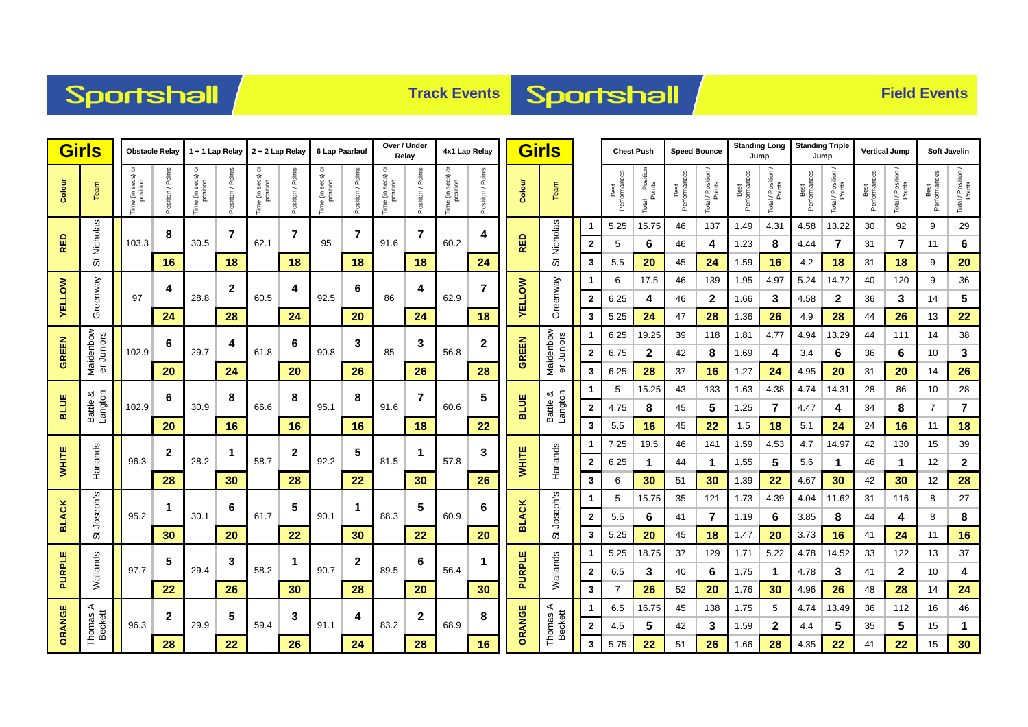# Sportshall — Track Events

| Colour | Team | Obstacle Relay Time (in secs) or position | Obstacle Relay Position / Points | 1 + 1 Lap Relay Time (in secs) or position | 1 + 1 Lap Relay Position / Points | 2 + 2 Lap Relay Time (in secs) or position | 2 + 2 Lap Relay Position / Points | 6 Lap Paarlauf Time (in secs) or position | 6 Lap Paarlauf Position / Points | Over / Under Relay Time (in secs) or position | Over / Under Relay Position / Points | 4x1 Lap Relay Time (in secs) or position | 4x1 Lap Relay Position / Points |
|---|---|---|---|---|---|---|---|---|---|---|---|---|---|
| RED | St Nicholas | 103.3 | 8 / 16 | 30.5 | 7 / 18 | 62.1 | 7 / 18 | 95 | 7 / 18 | 91.6 | 7 / 18 | 60.2 | 4 / 24 |
| YELLOW | Greenway | 97 | 4 / 24 | 28.8 | 2 / 28 | 60.5 | 4 / 24 | 92.5 | 6 / 20 | 86 | 4 / 24 | 62.9 | 7 / 18 |
| GREEN | Maidenbower Juniors | 102.9 | 6 / 20 | 29.7 | 4 / 24 | 61.8 | 6 / 20 | 90.8 | 3 / 26 | 85 | 3 / 26 | 56.8 | 2 / 28 |
| BLUE | Battle & Langton | 102.9 | 6 / 20 | 30.9 | 8 / 16 | 66.6 | 8 / 16 | 95.1 | 8 / 16 | 91.6 | 7 / 18 | 60.6 | 5 / 22 |
| WHITE | Harlands | 96.3 | 2 / 28 | 28.2 | 1 / 30 | 58.7 | 2 / 28 | 92.2 | 5 / 22 | 81.5 | 1 / 30 | 57.8 | 3 / 26 |
| BLACK | St Joseph's | 95.2 | 1 / 30 | 30.1 | 6 / 20 | 61.7 | 5 / 22 | 90.1 | 1 / 30 | 88.3 | 5 / 22 | 60.9 | 6 / 20 |
| PURPLE | Wallands | 97.7 | 5 / 22 | 29.4 | 3 / 26 | 58.2 | 1 / 30 | 90.7 | 2 / 28 | 89.5 | 6 / 20 | 56.4 | 1 / 30 |
| ORANGE | Thomas A Beckett | 96.3 | 2 / 28 | 29.9 | 5 / 22 | 59.4 | 3 / 26 | 91.1 | 4 / 24 | 83.2 | 2 / 28 | 68.9 | 8 / 16 |

# Sportshall — Field Events

| Colour | Team | | Chest Push Best Performances | Chest Push Total Position Points | Speed Bounce Best Performances | Speed Bounce Total / Position / Points | Standing Long Jump Best Performances | Standing Long Jump Total / Position / Points | Standing Triple Jump Best Performances | Standing Triple Jump Total / Position / Points | Vertical Jump Best Performances | Vertical Jump Total / Position / Points | Soft Javelin Best Performances | Soft Javelin Total / Position / Points |
|---|---|---|---|---|---|---|---|---|---|---|---|---|---|---|
| RED | St Nicholas | 1 | 5.25 | 15.75 | 46 | 137 | 1.49 | 4.31 | 4.58 | 13.22 | 30 | 92 | 9 | 29 |
| | | 2 | 5 | 6 | 46 | 4 | 1.23 | 8 | 4.44 | 7 | 31 | 7 | 11 | 6 |
| | | 3 | 5.5 | 20 | 45 | 24 | 1.59 | 16 | 4.2 | 18 | 31 | 18 | 9 | 20 |
| YELLOW | Greenway | 1 | 6 | 17.5 | 46 | 139 | 1.95 | 4.97 | 5.24 | 14.72 | 40 | 120 | 9 | 36 |
| | | 2 | 6.25 | 4 | 46 | 2 | 1.66 | 3 | 4.58 | 2 | 36 | 3 | 14 | 5 |
| | | 3 | 5.25 | 24 | 47 | 28 | 1.36 | 26 | 4.9 | 28 | 44 | 26 | 13 | 22 |
| GREEN | Maidenbower Juniors | 1 | 6.25 | 19.25 | 39 | 118 | 1.81 | 4.77 | 4.94 | 13.29 | 44 | 111 | 14 | 38 |
| | | 2 | 6.75 | 2 | 42 | 8 | 1.69 | 4 | 3.4 | 6 | 36 | 6 | 10 | 3 |
| | | 3 | 6.25 | 28 | 37 | 16 | 1.27 | 24 | 4.95 | 20 | 31 | 20 | 14 | 26 |
| BLUE | Battle & Langton | 1 | 5 | 15.25 | 43 | 133 | 1.63 | 4.38 | 4.74 | 14.31 | 28 | 86 | 10 | 28 |
| | | 2 | 4.75 | 8 | 45 | 5 | 1.25 | 7 | 4.47 | 4 | 34 | 8 | 7 | 7 |
| | | 3 | 5.5 | 16 | 45 | 22 | 1.5 | 18 | 5.1 | 24 | 24 | 16 | 11 | 18 |
| WHITE | Harlands | 1 | 7.25 | 19.5 | 46 | 141 | 1.59 | 4.53 | 4.7 | 14.97 | 42 | 130 | 15 | 39 |
| | | 2 | 6.25 | 1 | 44 | 1 | 1.55 | 5 | 5.6 | 1 | 46 | 1 | 12 | 2 |
| | | 3 | 6 | 30 | 51 | 30 | 1.39 | 22 | 4.67 | 30 | 42 | 30 | 12 | 28 |
| BLACK | St Joseph's | 1 | 5 | 15.75 | 35 | 121 | 1.73 | 4.39 | 4.04 | 11.62 | 31 | 116 | 8 | 27 |
| | | 2 | 5.5 | 6 | 41 | 7 | 1.19 | 6 | 3.85 | 8 | 44 | 4 | 8 | 8 |
| | | 3 | 5.25 | 20 | 45 | 18 | 1.47 | 20 | 3.73 | 16 | 41 | 24 | 11 | 16 |
| PURPLE | Wallands | 1 | 5.25 | 18.75 | 37 | 129 | 1.71 | 5.22 | 4.78 | 14.52 | 33 | 122 | 13 | 37 |
| | | 2 | 6.5 | 3 | 40 | 6 | 1.75 | 1 | 4.78 | 3 | 41 | 2 | 10 | 4 |
| | | 3 | 7 | 26 | 52 | 20 | 1.76 | 30 | 4.96 | 26 | 48 | 28 | 14 | 24 |
| ORANGE | Thomas A Beckett | 1 | 6.5 | 16.75 | 45 | 138 | 1.75 | 5 | 4.74 | 13.49 | 36 | 112 | 16 | 46 |
| | | 2 | 4.5 | 5 | 42 | 3 | 1.59 | 2 | 4.4 | 5 | 35 | 5 | 15 | 1 |
| | | 3 | 5.75 | 22 | 51 | 26 | 1.66 | 28 | 4.35 | 22 | 41 | 22 | 15 | 30 |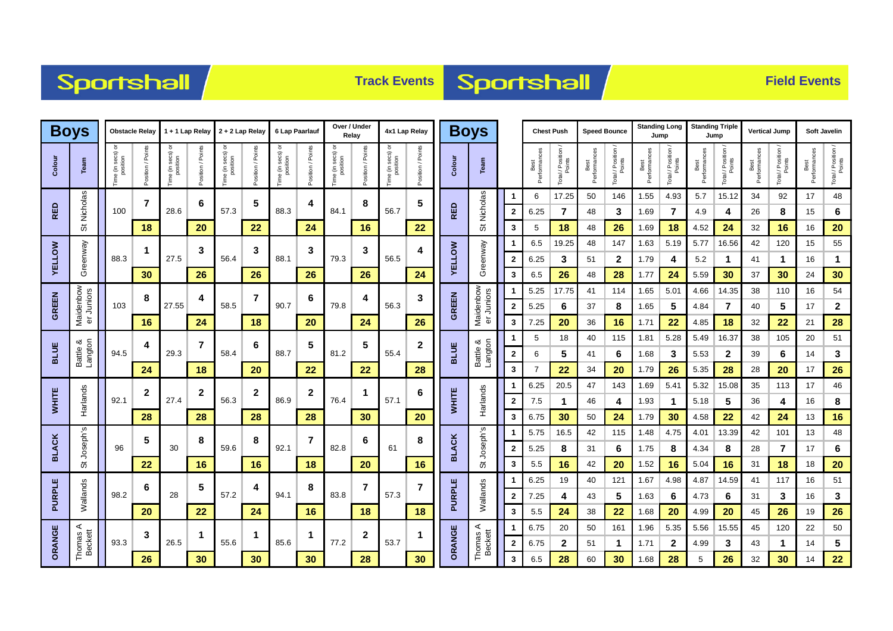# Sportshall — Track Events

| Boys | | Obstacle Relay | | 1 + 1 Lap Relay | | 2 + 2 Lap Relay | | 6 Lap Paarlauf | | Over / Under Relay | | 4x1 Lap Relay | |
|---|---|---|---|---|---|---|---|---|---|---|---|---|---|
| Colour | Team | Time (in secs) or position | Position / Points | Time (in secs) or position | Position / Points | Time (in secs) or position | Position / Points | Time (in secs) or position | Position / Points | Time (in secs) or position | Position / Points | Time (in secs) or position | Position / Points |
| RED | St Nicholas | 100 | 7 | 28.6 | 6 | 57.3 | 5 | 88.3 | 4 | 84.1 | 8 | 56.7 | 5 |
| | | | 18 | | 20 | | 22 | | 24 | | 16 | | 22 |
| YELLOW | Greenway | 88.3 | 1 | 27.5 | 3 | 56.4 | 3 | 88.1 | 3 | 79.3 | 3 | 56.5 | 4 |
| | | | 30 | | 26 | | 26 | | 26 | | 26 | | 24 |
| GREEN | Maidenbower Juniors | 103 | 8 | 27.55 | 4 | 58.5 | 7 | 90.7 | 6 | 79.8 | 4 | 56.3 | 3 |
| | | | 16 | | 24 | | 18 | | 20 | | 24 | | 26 |
| BLUE | Battle & Langton | 94.5 | 4 | 29.3 | 7 | 58.4 | 6 | 88.7 | 5 | 81.2 | 5 | 55.4 | 2 |
| | | | 24 | | 18 | | 20 | | 22 | | 22 | | 28 |
| WHITE | Harlands | 92.1 | 2 | 27.4 | 2 | 56.3 | 2 | 86.9 | 2 | 76.4 | 1 | 57.1 | 6 |
| | | | 28 | | 28 | | 28 | | 28 | | 30 | | 20 |
| BLACK | St Joseph's | 96 | 5 | 30 | 8 | 59.6 | 8 | 92.1 | 7 | 82.8 | 6 | 61 | 8 |
| | | | 22 | | 16 | | 16 | | 18 | | 20 | | 16 |
| PURPLE | Wallands | 98.2 | 6 | 28 | 5 | 57.2 | 4 | 94.1 | 8 | 83.8 | 7 | 57.3 | 7 |
| | | | 20 | | 22 | | 24 | | 16 | | 18 | | 18 |
| ORANGE | Thomas A Beckett | 93.3 | 3 | 26.5 | 1 | 55.6 | 1 | 85.6 | 1 | 77.2 | 2 | 53.7 | 1 |
| | | | 26 | | 30 | | 30 | | 30 | | 28 | | 30 |

# Sportshall — Field Events

| Boys | | | Chest Push | | Speed Bounce | | Standing Long Jump | | Standing Triple Jump | | Vertical Jump | | Soft Javelin | |
|---|---|---|---|---|---|---|---|---|---|---|---|---|---|---|
| Colour | Team | | Best Performances | Total / Position / Points | Best Performances | Total / Position / Points | Best Performances | Total / Position / Points | Best Performances | Total / Position / Points | Best Performances | Total / Position / Points | Best Performances | Total / Position / Points |
| RED | St Nicholas | 1 | 6 | 17.25 | 50 | 146 | 1.55 | 4.93 | 5.7 | 15.12 | 34 | 92 | 17 | 48 |
| | | 2 | 6.25 | 7 | 48 | 3 | 1.69 | 7 | 4.9 | 4 | 26 | 8 | 15 | 6 |
| | | 3 | 5 | 18 | 48 | 26 | 1.69 | 18 | 4.52 | 24 | 32 | 16 | 16 | 20 |
| YELLOW | Greenway | 1 | 6.5 | 19.25 | 48 | 147 | 1.63 | 5.19 | 5.77 | 16.56 | 42 | 120 | 15 | 55 |
| | | 2 | 6.25 | 3 | 51 | 2 | 1.79 | 4 | 5.2 | 1 | 41 | 1 | 16 | 1 |
| | | 3 | 6.5 | 26 | 48 | 28 | 1.77 | 24 | 5.59 | 30 | 37 | 30 | 24 | 30 |
| GREEN | Maidenbower Juniors | 1 | 5.25 | 17.75 | 41 | 114 | 1.65 | 5.01 | 4.66 | 14.35 | 38 | 110 | 16 | 54 |
| | | 2 | 5.25 | 6 | 37 | 8 | 1.65 | 5 | 4.84 | 7 | 40 | 5 | 17 | 2 |
| | | 3 | 7.25 | 20 | 36 | 16 | 1.71 | 22 | 4.85 | 18 | 32 | 22 | 21 | 28 |
| BLUE | Battle & Langton | 1 | 5 | 18 | 40 | 115 | 1.81 | 5.28 | 5.49 | 16.37 | 38 | 105 | 20 | 51 |
| | | 2 | 6 | 5 | 41 | 6 | 1.68 | 3 | 5.53 | 2 | 39 | 6 | 14 | 3 |
| | | 3 | 7 | 22 | 34 | 20 | 1.79 | 26 | 5.35 | 28 | 28 | 20 | 17 | 26 |
| WHITE | Harlands | 1 | 6.25 | 20.5 | 47 | 143 | 1.69 | 5.41 | 5.32 | 15.08 | 35 | 113 | 17 | 46 |
| | | 2 | 7.5 | 1 | 46 | 4 | 1.93 | 1 | 5.18 | 5 | 36 | 4 | 16 | 8 |
| | | 3 | 6.75 | 30 | 50 | 24 | 1.79 | 30 | 4.58 | 22 | 42 | 24 | 13 | 16 |
| BLACK | St Joseph's | 1 | 5.75 | 16.5 | 42 | 115 | 1.48 | 4.75 | 4.01 | 13.39 | 42 | 101 | 13 | 48 |
| | | 2 | 5.25 | 8 | 31 | 6 | 1.75 | 8 | 4.34 | 8 | 28 | 7 | 17 | 6 |
| | | 3 | 5.5 | 16 | 42 | 20 | 1.52 | 16 | 5.04 | 16 | 31 | 18 | 18 | 20 |
| PURPLE | Wallands | 1 | 6.25 | 19 | 40 | 121 | 1.67 | 4.98 | 4.87 | 14.59 | 41 | 117 | 16 | 51 |
| | | 2 | 7.25 | 4 | 43 | 5 | 1.63 | 6 | 4.73 | 6 | 31 | 3 | 16 | 3 |
| | | 3 | 5.5 | 24 | 38 | 22 | 1.68 | 20 | 4.99 | 20 | 45 | 26 | 19 | 26 |
| ORANGE | Thomas A Beckett | 1 | 6.75 | 20 | 50 | 161 | 1.96 | 5.35 | 5.56 | 15.55 | 45 | 120 | 22 | 50 |
| | | 2 | 6.75 | 2 | 51 | 1 | 1.71 | 2 | 4.99 | 3 | 43 | 1 | 14 | 5 |
| | | 3 | 6.5 | 28 | 60 | 30 | 1.68 | 28 | 5 | 26 | 32 | 30 | 14 | 22 |